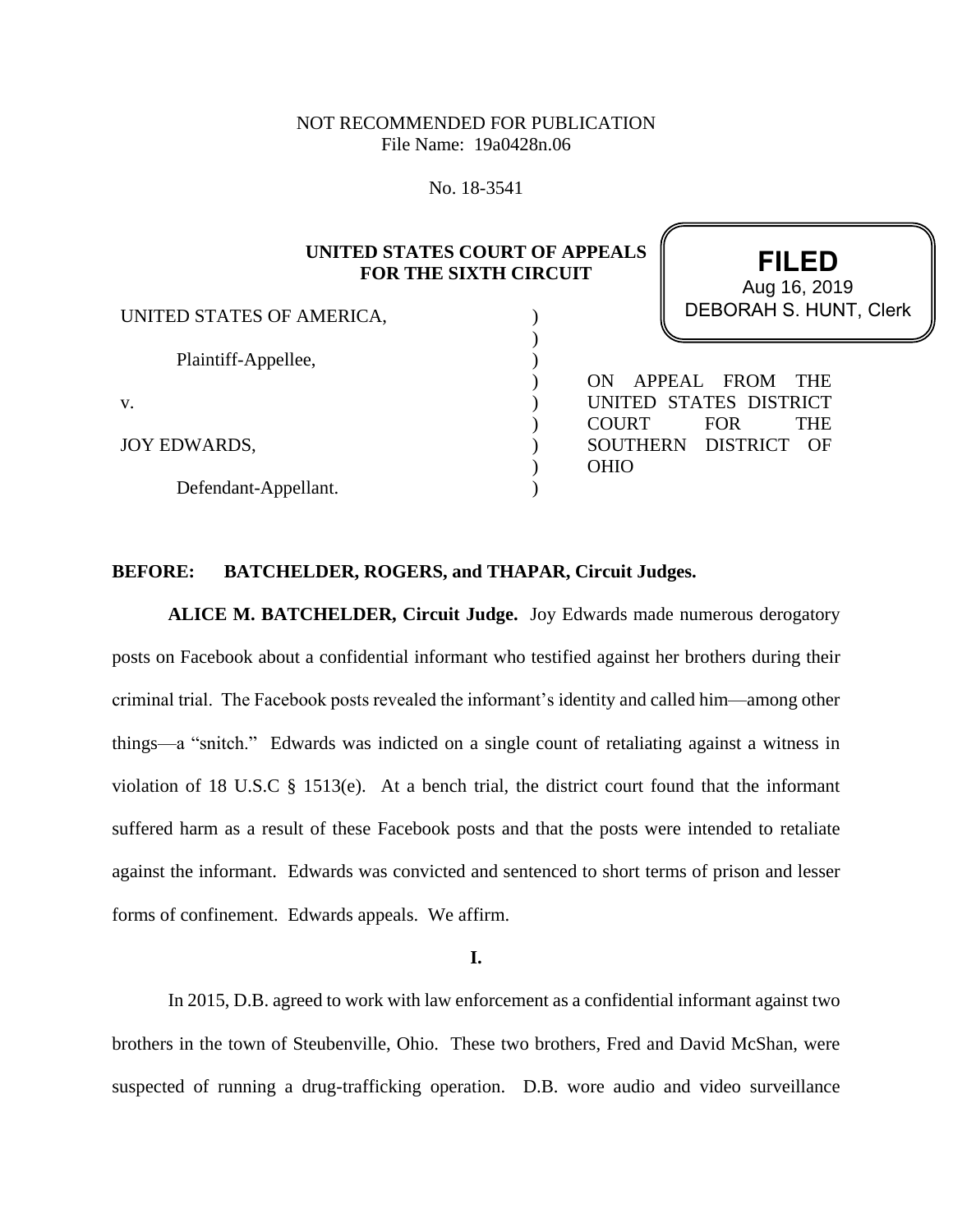NOT RECOMMENDED FOR PUBLICATION
File Name: 19a0428n.06

No. 18-3541

**UNITED STATES COURT OF APPEALS**
**FOR THE SIXTH CIRCUIT**

**FILED**
Aug 16, 2019
DEBORAH S. HUNT, Clerk

UNITED STATES OF AMERICA,

Plaintiff-Appellee,

v.

JOY EDWARDS,

Defendant-Appellant.

ON APPEAL FROM THE UNITED STATES DISTRICT COURT FOR THE SOUTHERN DISTRICT OF OHIO

**BEFORE: BATCHELDER, ROGERS, and THAPAR, Circuit Judges.**

**ALICE M. BATCHELDER, Circuit Judge.** Joy Edwards made numerous derogatory posts on Facebook about a confidential informant who testified against her brothers during their criminal trial. The Facebook posts revealed the informant's identity and called him—among other things—a "snitch." Edwards was indicted on a single count of retaliating against a witness in violation of 18 U.S.C § 1513(e). At a bench trial, the district court found that the informant suffered harm as a result of these Facebook posts and that the posts were intended to retaliate against the informant. Edwards was convicted and sentenced to short terms of prison and lesser forms of confinement. Edwards appeals. We affirm.

**I.**

In 2015, D.B. agreed to work with law enforcement as a confidential informant against two brothers in the town of Steubenville, Ohio. These two brothers, Fred and David McShan, were suspected of running a drug-trafficking operation. D.B. wore audio and video surveillance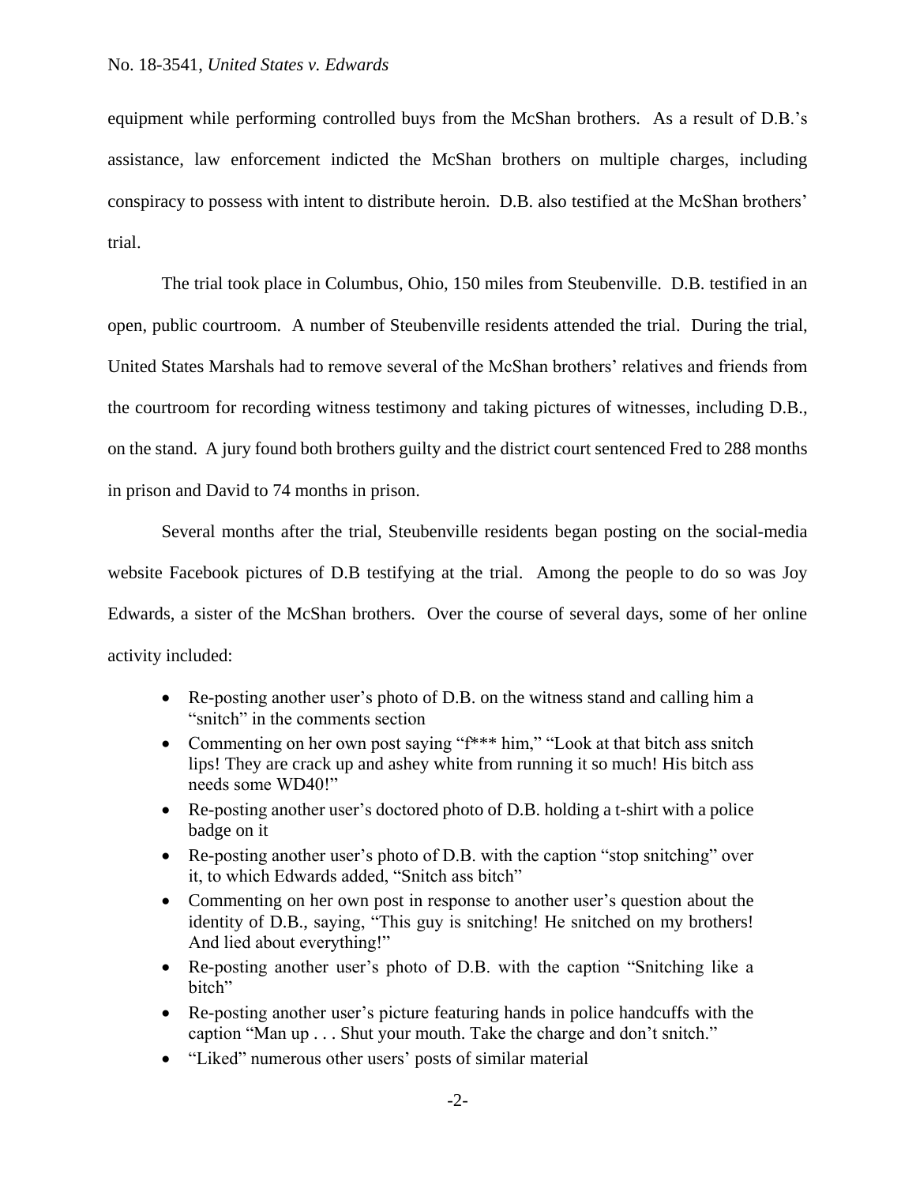equipment while performing controlled buys from the McShan brothers. As a result of D.B.'s assistance, law enforcement indicted the McShan brothers on multiple charges, including conspiracy to possess with intent to distribute heroin. D.B. also testified at the McShan brothers' trial.

The trial took place in Columbus, Ohio, 150 miles from Steubenville. D.B. testified in an open, public courtroom. A number of Steubenville residents attended the trial. During the trial, United States Marshals had to remove several of the McShan brothers' relatives and friends from the courtroom for recording witness testimony and taking pictures of witnesses, including D.B., on the stand. A jury found both brothers guilty and the district court sentenced Fred to 288 months in prison and David to 74 months in prison.

Several months after the trial, Steubenville residents began posting on the social-media website Facebook pictures of D.B testifying at the trial. Among the people to do so was Joy Edwards, a sister of the McShan brothers. Over the course of several days, some of her online activity included:

- Re-posting another user's photo of D.B. on the witness stand and calling him a "snitch" in the comments section
- Commenting on her own post saying "f*** him," "Look at that bitch ass snitch lips! They are crack up and ashey white from running it so much! His bitch ass needs some WD40!"
- Re-posting another user's doctored photo of D.B. holding a t-shirt with a police badge on it
- Re-posting another user's photo of D.B. with the caption "stop snitching" over it, to which Edwards added, "Snitch ass bitch"
- Commenting on her own post in response to another user's question about the identity of D.B., saying, "This guy is snitching! He snitched on my brothers! And lied about everything!"
- Re-posting another user's photo of D.B. with the caption "Snitching like a bitch"
- Re-posting another user's picture featuring hands in police handcuffs with the caption "Man up . . . Shut your mouth. Take the charge and don't snitch."
- "Liked" numerous other users' posts of similar material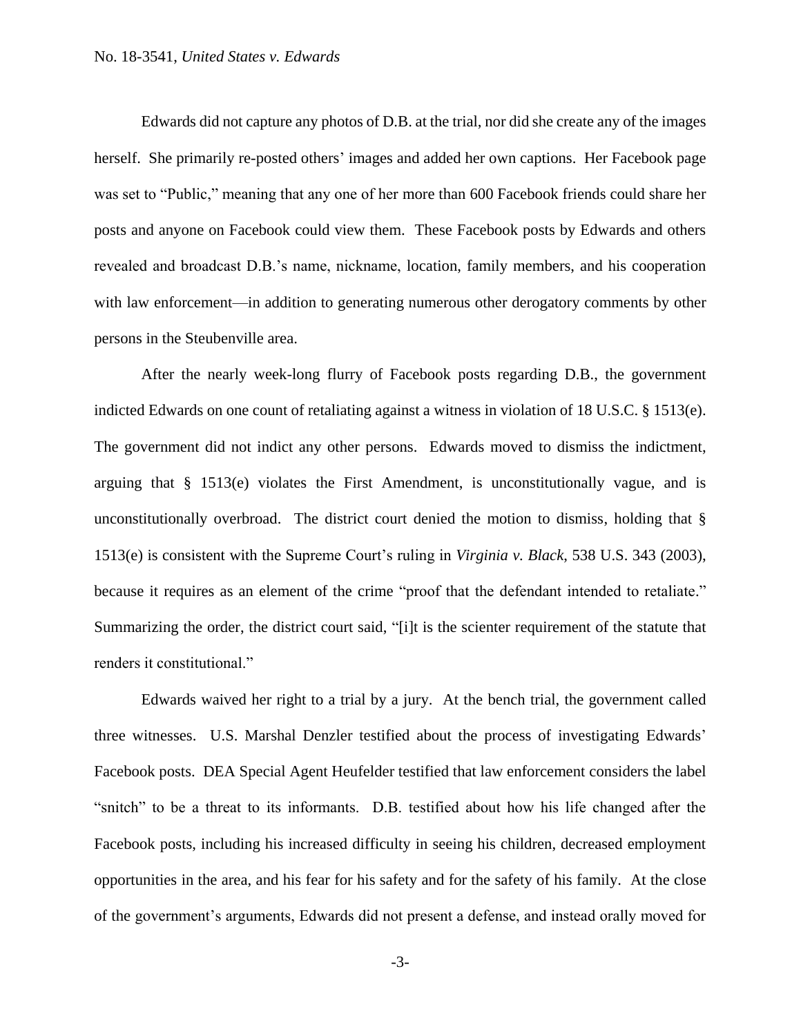Edwards did not capture any photos of D.B. at the trial, nor did she create any of the images herself. She primarily re-posted others' images and added her own captions. Her Facebook page was set to "Public," meaning that any one of her more than 600 Facebook friends could share her posts and anyone on Facebook could view them. These Facebook posts by Edwards and others revealed and broadcast D.B.'s name, nickname, location, family members, and his cooperation with law enforcement—in addition to generating numerous other derogatory comments by other persons in the Steubenville area.

After the nearly week-long flurry of Facebook posts regarding D.B., the government indicted Edwards on one count of retaliating against a witness in violation of 18 U.S.C. § 1513(e). The government did not indict any other persons. Edwards moved to dismiss the indictment, arguing that § 1513(e) violates the First Amendment, is unconstitutionally vague, and is unconstitutionally overbroad. The district court denied the motion to dismiss, holding that § 1513(e) is consistent with the Supreme Court's ruling in *Virginia v. Black*, 538 U.S. 343 (2003), because it requires as an element of the crime "proof that the defendant intended to retaliate." Summarizing the order, the district court said, "[i]t is the scienter requirement of the statute that renders it constitutional."

Edwards waived her right to a trial by a jury. At the bench trial, the government called three witnesses. U.S. Marshal Denzler testified about the process of investigating Edwards' Facebook posts. DEA Special Agent Heufelder testified that law enforcement considers the label "snitch" to be a threat to its informants. D.B. testified about how his life changed after the Facebook posts, including his increased difficulty in seeing his children, decreased employment opportunities in the area, and his fear for his safety and for the safety of his family. At the close of the government's arguments, Edwards did not present a defense, and instead orally moved for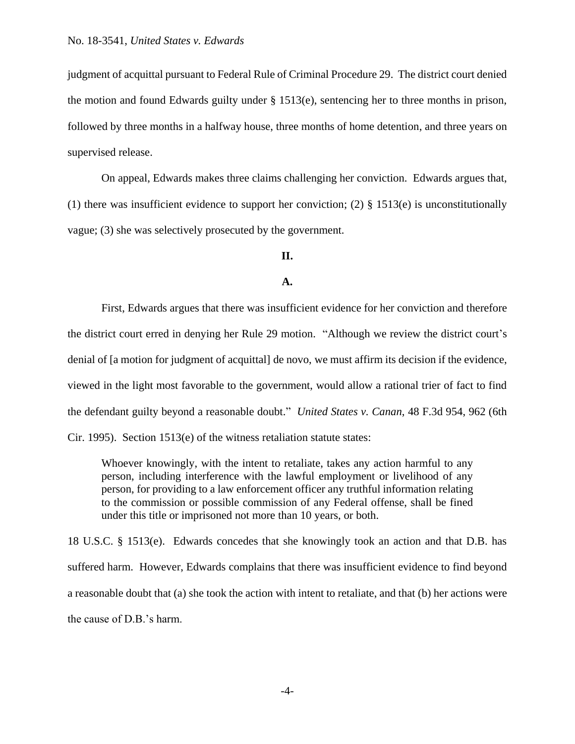judgment of acquittal pursuant to Federal Rule of Criminal Procedure 29. The district court denied the motion and found Edwards guilty under § 1513(e), sentencing her to three months in prison, followed by three months in a halfway house, three months of home detention, and three years on supervised release.

On appeal, Edwards makes three claims challenging her conviction. Edwards argues that, (1) there was insufficient evidence to support her conviction; (2) § 1513(e) is unconstitutionally vague; (3) she was selectively prosecuted by the government.

## II.

### A.

First, Edwards argues that there was insufficient evidence for her conviction and therefore the district court erred in denying her Rule 29 motion. "Although we review the district court's denial of [a motion for judgment of acquittal] de novo, we must affirm its decision if the evidence, viewed in the light most favorable to the government, would allow a rational trier of fact to find the defendant guilty beyond a reasonable doubt." *United States v. Canan*, 48 F.3d 954, 962 (6th Cir. 1995). Section 1513(e) of the witness retaliation statute states:

> Whoever knowingly, with the intent to retaliate, takes any action harmful to any person, including interference with the lawful employment or livelihood of any person, for providing to a law enforcement officer any truthful information relating to the commission or possible commission of any Federal offense, shall be fined under this title or imprisoned not more than 10 years, or both.

18 U.S.C. § 1513(e). Edwards concedes that she knowingly took an action and that D.B. has suffered harm. However, Edwards complains that there was insufficient evidence to find beyond a reasonable doubt that (a) she took the action with intent to retaliate, and that (b) her actions were the cause of D.B.'s harm.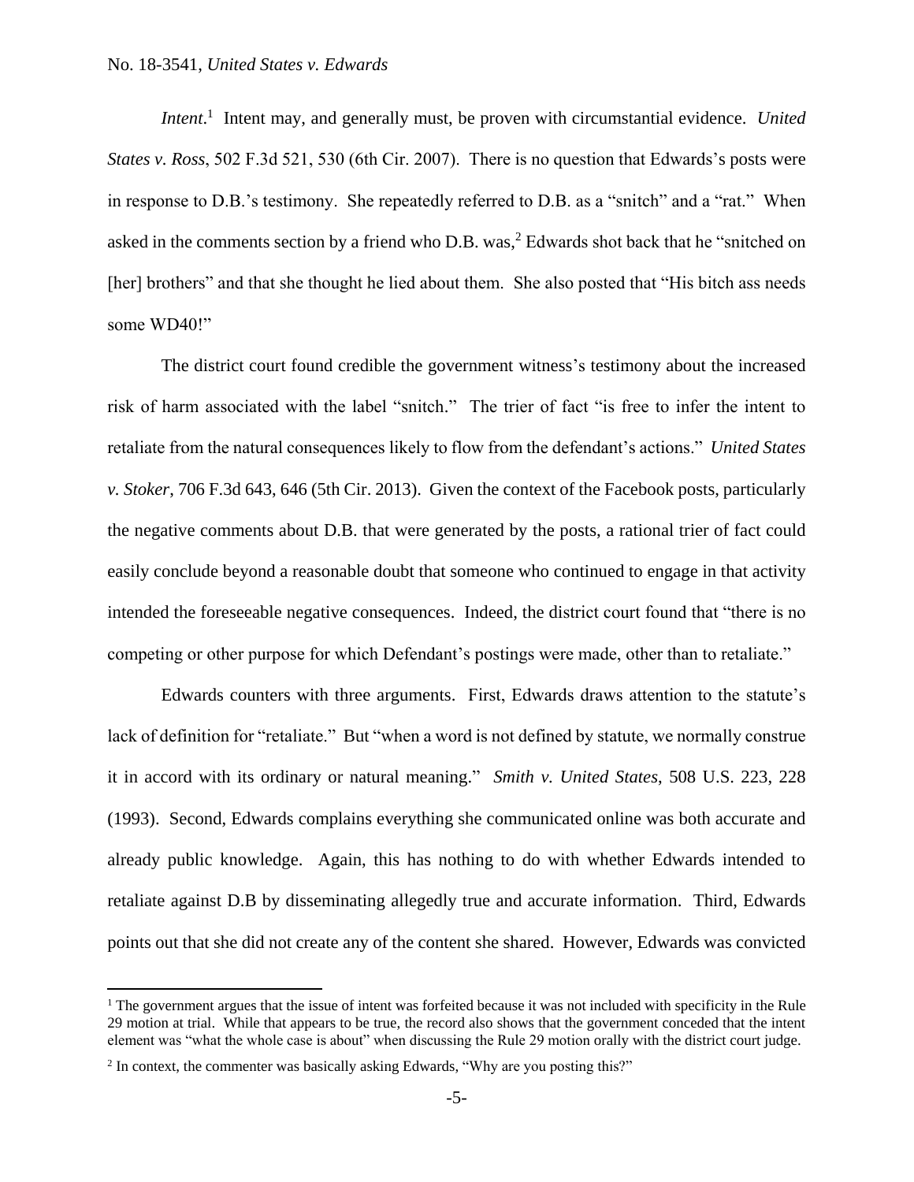*Intent*.[1] Intent may, and generally must, be proven with circumstantial evidence. *United States v. Ross*, 502 F.3d 521, 530 (6th Cir. 2007). There is no question that Edwards's posts were in response to D.B.'s testimony. She repeatedly referred to D.B. as a "snitch" and a "rat." When asked in the comments section by a friend who D.B. was,[2] Edwards shot back that he "snitched on [her] brothers" and that she thought he lied about them. She also posted that "His bitch ass needs some WD40!"

The district court found credible the government witness's testimony about the increased risk of harm associated with the label "snitch." The trier of fact "is free to infer the intent to retaliate from the natural consequences likely to flow from the defendant's actions." *United States v. Stoker*, 706 F.3d 643, 646 (5th Cir. 2013). Given the context of the Facebook posts, particularly the negative comments about D.B. that were generated by the posts, a rational trier of fact could easily conclude beyond a reasonable doubt that someone who continued to engage in that activity intended the foreseeable negative consequences. Indeed, the district court found that "there is no competing or other purpose for which Defendant's postings were made, other than to retaliate."

Edwards counters with three arguments. First, Edwards draws attention to the statute's lack of definition for "retaliate." But "when a word is not defined by statute, we normally construe it in accord with its ordinary or natural meaning." *Smith v. United States*, 508 U.S. 223, 228 (1993). Second, Edwards complains everything she communicated online was both accurate and already public knowledge. Again, this has nothing to do with whether Edwards intended to retaliate against D.B by disseminating allegedly true and accurate information. Third, Edwards points out that she did not create any of the content she shared. However, Edwards was convicted

---

[1] The government argues that the issue of intent was forfeited because it was not included with specificity in the Rule 29 motion at trial. While that appears to be true, the record also shows that the government conceded that the intent element was "what the whole case is about" when discussing the Rule 29 motion orally with the district court judge.

[2] In context, the commenter was basically asking Edwards, "Why are you posting this?"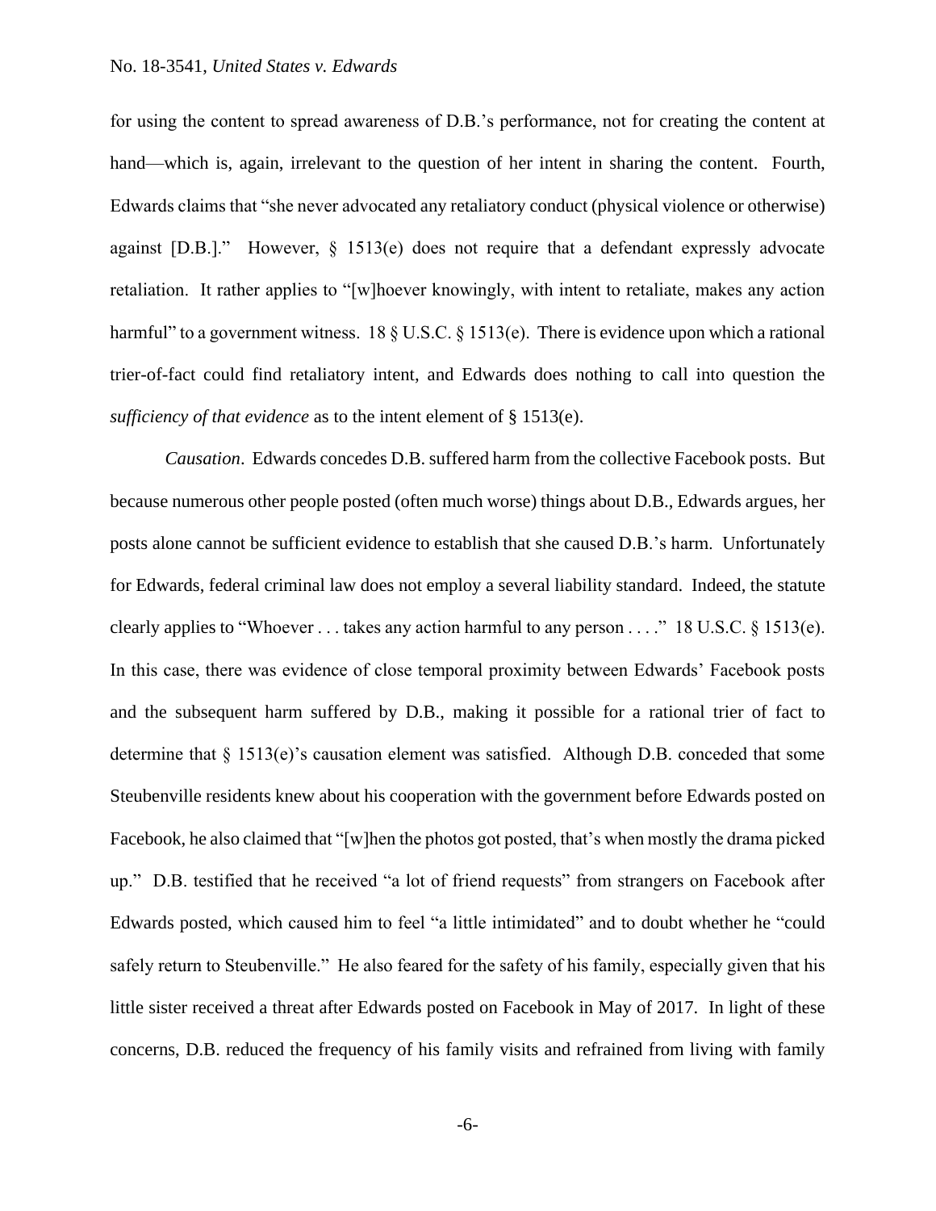for using the content to spread awareness of D.B.'s performance, not for creating the content at hand—which is, again, irrelevant to the question of her intent in sharing the content. Fourth, Edwards claims that "she never advocated any retaliatory conduct (physical violence or otherwise) against [D.B.]." However, § 1513(e) does not require that a defendant expressly advocate retaliation. It rather applies to "[w]hoever knowingly, with intent to retaliate, makes any action harmful" to a government witness. 18 § U.S.C. § 1513(e). There is evidence upon which a rational trier-of-fact could find retaliatory intent, and Edwards does nothing to call into question the *sufficiency of that evidence* as to the intent element of § 1513(e).

*Causation*. Edwards concedes D.B. suffered harm from the collective Facebook posts. But because numerous other people posted (often much worse) things about D.B., Edwards argues, her posts alone cannot be sufficient evidence to establish that she caused D.B.'s harm. Unfortunately for Edwards, federal criminal law does not employ a several liability standard. Indeed, the statute clearly applies to "Whoever . . . takes any action harmful to any person . . . ." 18 U.S.C. § 1513(e). In this case, there was evidence of close temporal proximity between Edwards' Facebook posts and the subsequent harm suffered by D.B., making it possible for a rational trier of fact to determine that § 1513(e)'s causation element was satisfied. Although D.B. conceded that some Steubenville residents knew about his cooperation with the government before Edwards posted on Facebook, he also claimed that "[w]hen the photos got posted, that's when mostly the drama picked up." D.B. testified that he received "a lot of friend requests" from strangers on Facebook after Edwards posted, which caused him to feel "a little intimidated" and to doubt whether he "could safely return to Steubenville." He also feared for the safety of his family, especially given that his little sister received a threat after Edwards posted on Facebook in May of 2017. In light of these concerns, D.B. reduced the frequency of his family visits and refrained from living with family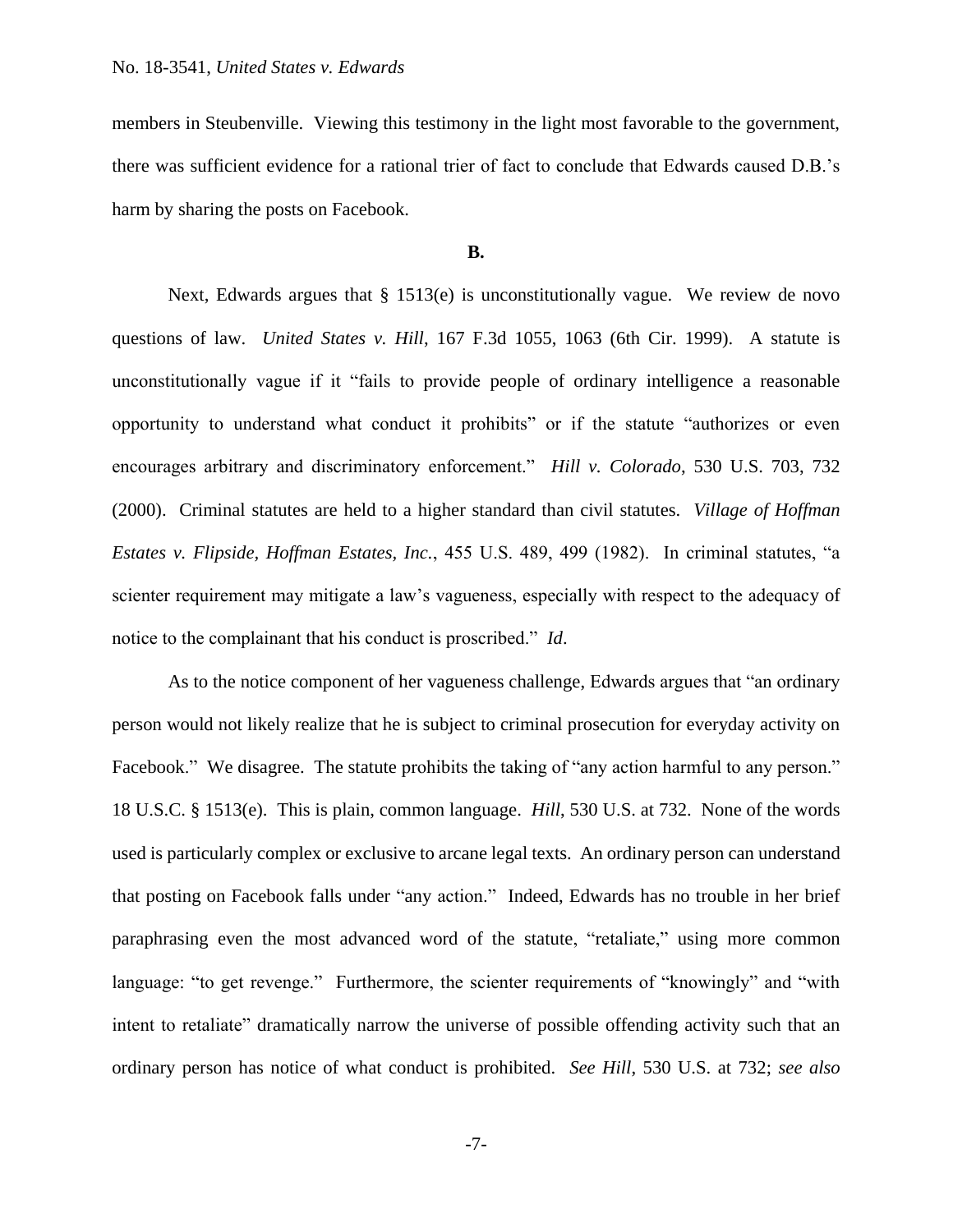members in Steubenville. Viewing this testimony in the light most favorable to the government, there was sufficient evidence for a rational trier of fact to conclude that Edwards caused D.B.'s harm by sharing the posts on Facebook.

**B.**

Next, Edwards argues that § 1513(e) is unconstitutionally vague. We review de novo questions of law. *United States v. Hill*, 167 F.3d 1055, 1063 (6th Cir. 1999). A statute is unconstitutionally vague if it "fails to provide people of ordinary intelligence a reasonable opportunity to understand what conduct it prohibits" or if the statute "authorizes or even encourages arbitrary and discriminatory enforcement." *Hill v. Colorado*, 530 U.S. 703, 732 (2000). Criminal statutes are held to a higher standard than civil statutes. *Village of Hoffman Estates v. Flipside, Hoffman Estates, Inc.*, 455 U.S. 489, 499 (1982). In criminal statutes, "a scienter requirement may mitigate a law's vagueness, especially with respect to the adequacy of notice to the complainant that his conduct is proscribed." *Id*.

As to the notice component of her vagueness challenge, Edwards argues that "an ordinary person would not likely realize that he is subject to criminal prosecution for everyday activity on Facebook." We disagree. The statute prohibits the taking of "any action harmful to any person." 18 U.S.C. § 1513(e). This is plain, common language. *Hill*, 530 U.S. at 732. None of the words used is particularly complex or exclusive to arcane legal texts. An ordinary person can understand that posting on Facebook falls under "any action." Indeed, Edwards has no trouble in her brief paraphrasing even the most advanced word of the statute, "retaliate," using more common language: "to get revenge." Furthermore, the scienter requirements of "knowingly" and "with intent to retaliate" dramatically narrow the universe of possible offending activity such that an ordinary person has notice of what conduct is prohibited. *See Hill*, 530 U.S. at 732; *see also*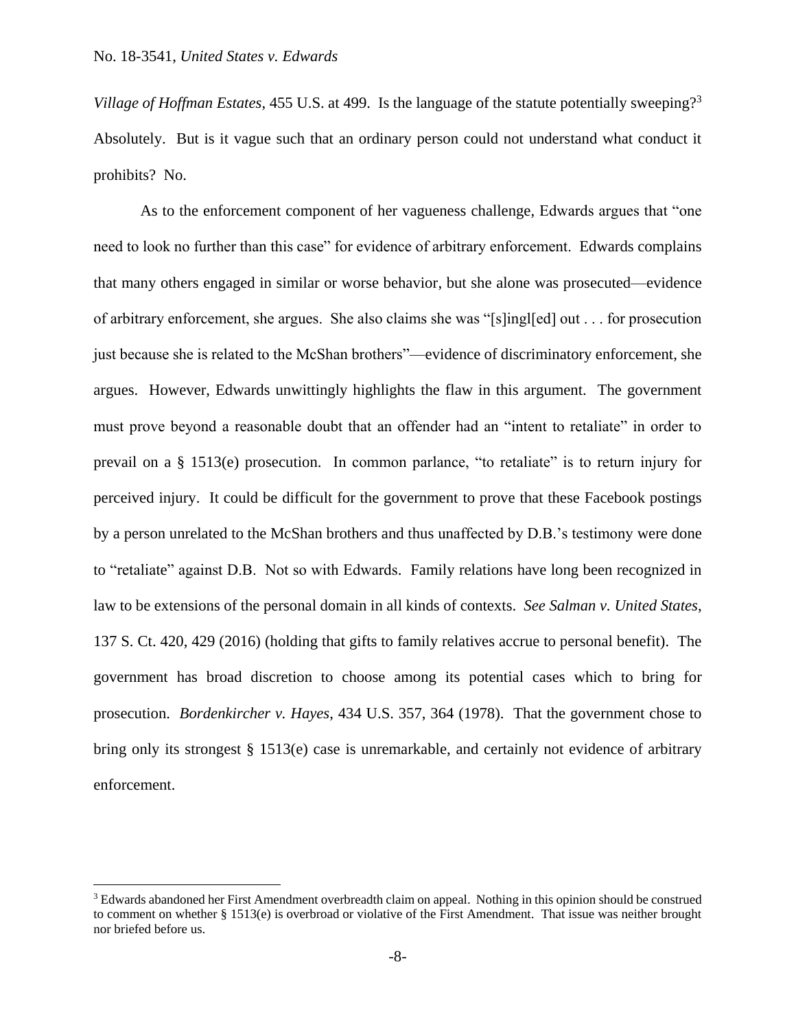*Village of Hoffman Estates*, 455 U.S. at 499. Is the language of the statute potentially sweeping?[3] Absolutely. But is it vague such that an ordinary person could not understand what conduct it prohibits? No.

As to the enforcement component of her vagueness challenge, Edwards argues that "one need to look no further than this case" for evidence of arbitrary enforcement. Edwards complains that many others engaged in similar or worse behavior, but she alone was prosecuted—evidence of arbitrary enforcement, she argues. She also claims she was "[s]ingl[ed] out . . . for prosecution just because she is related to the McShan brothers"—evidence of discriminatory enforcement, she argues. However, Edwards unwittingly highlights the flaw in this argument. The government must prove beyond a reasonable doubt that an offender had an "intent to retaliate" in order to prevail on a § 1513(e) prosecution. In common parlance, "to retaliate" is to return injury for perceived injury. It could be difficult for the government to prove that these Facebook postings by a person unrelated to the McShan brothers and thus unaffected by D.B.'s testimony were done to "retaliate" against D.B. Not so with Edwards. Family relations have long been recognized in law to be extensions of the personal domain in all kinds of contexts. *See Salman v. United States*, 137 S. Ct. 420, 429 (2016) (holding that gifts to family relatives accrue to personal benefit). The government has broad discretion to choose among its potential cases which to bring for prosecution. *Bordenkircher v. Hayes*, 434 U.S. 357, 364 (1978). That the government chose to bring only its strongest § 1513(e) case is unremarkable, and certainly not evidence of arbitrary enforcement.

---

[3] Edwards abandoned her First Amendment overbreadth claim on appeal. Nothing in this opinion should be construed to comment on whether § 1513(e) is overbroad or violative of the First Amendment. That issue was neither brought nor briefed before us.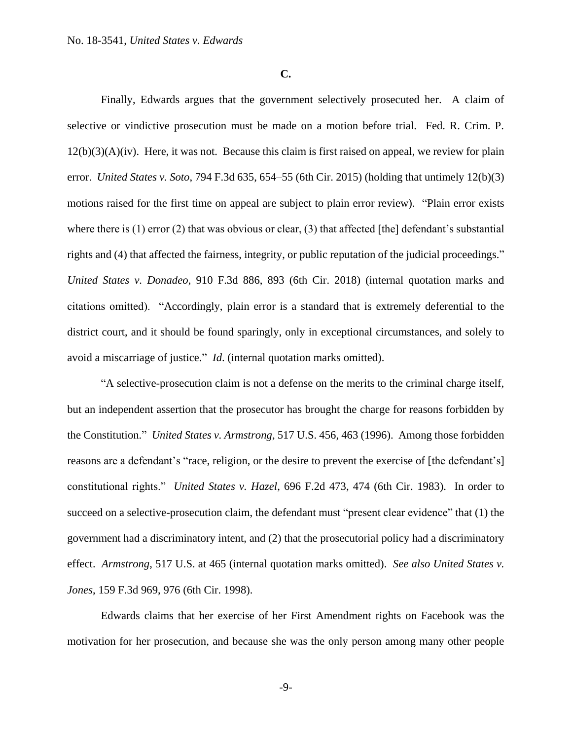### C.

Finally, Edwards argues that the government selectively prosecuted her. A claim of selective or vindictive prosecution must be made on a motion before trial. Fed. R. Crim. P. 12(b)(3)(A)(iv). Here, it was not. Because this claim is first raised on appeal, we review for plain error. *United States v. Soto*, 794 F.3d 635, 654–55 (6th Cir. 2015) (holding that untimely 12(b)(3) motions raised for the first time on appeal are subject to plain error review). "Plain error exists where there is (1) error (2) that was obvious or clear, (3) that affected [the] defendant's substantial rights and (4) that affected the fairness, integrity, or public reputation of the judicial proceedings." *United States v. Donadeo*, 910 F.3d 886, 893 (6th Cir. 2018) (internal quotation marks and citations omitted). "Accordingly, plain error is a standard that is extremely deferential to the district court, and it should be found sparingly, only in exceptional circumstances, and solely to avoid a miscarriage of justice." *Id*. (internal quotation marks omitted).

"A selective-prosecution claim is not a defense on the merits to the criminal charge itself, but an independent assertion that the prosecutor has brought the charge for reasons forbidden by the Constitution." *United States v. Armstrong*, 517 U.S. 456, 463 (1996). Among those forbidden reasons are a defendant's "race, religion, or the desire to prevent the exercise of [the defendant's] constitutional rights." *United States v. Hazel*, 696 F.2d 473, 474 (6th Cir. 1983). In order to succeed on a selective-prosecution claim, the defendant must "present clear evidence" that (1) the government had a discriminatory intent, and (2) that the prosecutorial policy had a discriminatory effect. *Armstrong*, 517 U.S. at 465 (internal quotation marks omitted). *See also United States v. Jones*, 159 F.3d 969, 976 (6th Cir. 1998).

Edwards claims that her exercise of her First Amendment rights on Facebook was the motivation for her prosecution, and because she was the only person among many other people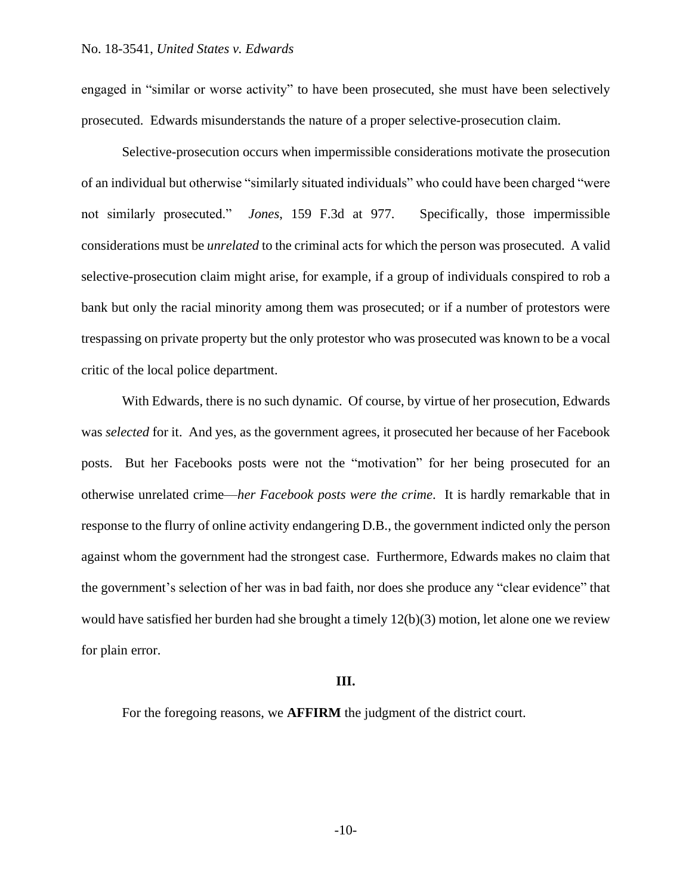engaged in "similar or worse activity" to have been prosecuted, she must have been selectively prosecuted. Edwards misunderstands the nature of a proper selective-prosecution claim.

Selective-prosecution occurs when impermissible considerations motivate the prosecution of an individual but otherwise "similarly situated individuals" who could have been charged "were not similarly prosecuted." *Jones*, 159 F.3d at 977. Specifically, those impermissible considerations must be *unrelated* to the criminal acts for which the person was prosecuted. A valid selective-prosecution claim might arise, for example, if a group of individuals conspired to rob a bank but only the racial minority among them was prosecuted; or if a number of protestors were trespassing on private property but the only protestor who was prosecuted was known to be a vocal critic of the local police department.

With Edwards, there is no such dynamic. Of course, by virtue of her prosecution, Edwards was *selected* for it. And yes, as the government agrees, it prosecuted her because of her Facebook posts. But her Facebooks posts were not the "motivation" for her being prosecuted for an otherwise unrelated crime—*her Facebook posts were the crime*. It is hardly remarkable that in response to the flurry of online activity endangering D.B., the government indicted only the person against whom the government had the strongest case. Furthermore, Edwards makes no claim that the government's selection of her was in bad faith, nor does she produce any "clear evidence" that would have satisfied her burden had she brought a timely 12(b)(3) motion, let alone one we review for plain error.

## III.

For the foregoing reasons, we **AFFIRM** the judgment of the district court.